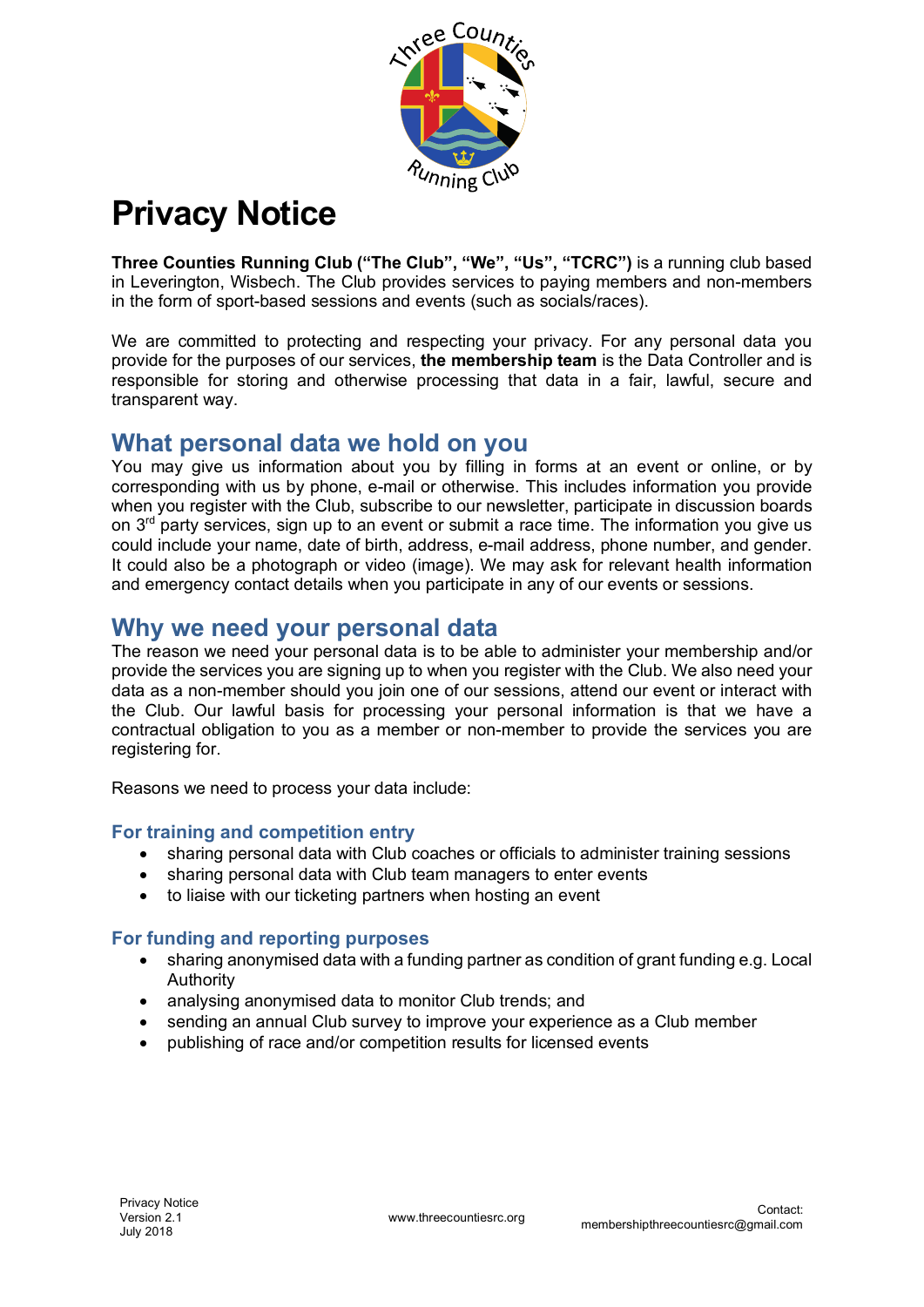# Privacy Notice

**Three Counties Running Club ("The Club", "We", "Us", "TCRC")** is a running club based in Leverington, Wisbech. The Club provides services to paying members and non-members in the form of sport-based sessions and events (such as socials/races).

We are committed to protecting and respecting your privacy. For any personal data you provide for the purposes of our services, **the membership team** is the Data Controller and is responsible for storing and otherwise processing that data in a fair, lawful, secure and transparent way.

## What personal data we hold on you

You may give us information about you by filling in forms at an event or online, or by corresponding with us by phone, e-mail or otherwise. This includes information you provide when you register with the Club, subscribe to our newsletter, participate in discussion boards on 3rd party services, sign up to an event or submit a race time. The information you give us could include your name, date of birth, address, e-mail address, phone number, and gender. It could also be a photograph or video (image). We may ask for relevant health information and emergency contact details when you participate in any of our events or sessions.

## Why we need your personal data

The reason we need your personal data is to be able to administer your membership and/or provide the services you are signing up to when you register with the Club. We also need your data as a non-member should you join one of our sessions, attend our event or interact with the Club. Our lawful basis for processing your personal information is that we have a contractual obligation to you as a member or non-member to provide the services you are registering for.

Reasons we need to process your data include:

### For training and competition entry

- sharing personal data with Club coaches or officials to administer training sessions
- sharing personal data with Club team managers to enter events
- to liaise with our ticketing partners when hosting an event

### For funding and reporting purposes

- sharing anonymised data with a funding partner as condition of grant funding e.g. Local Authority
- analysing anonymised data to monitor Club trends; and
- sending an annual Club survey to improve your experience as a Club member
- publishing of race and/or competition results for licensed events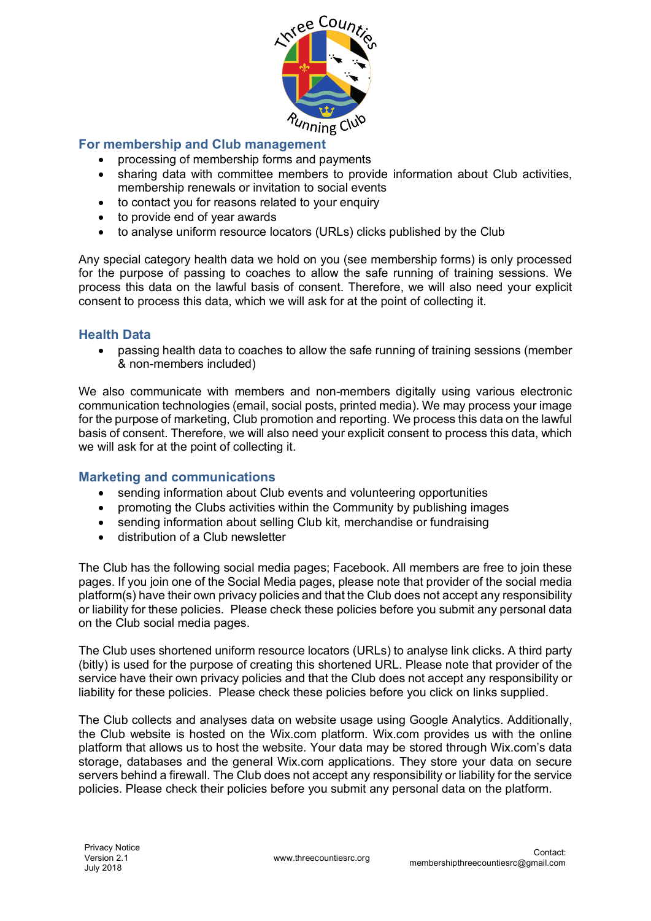## For membership and Club management

- processing of membership forms and payments
- sharing data with committee members to provide information about Club activities, membership renewals or invitation to social events
- to contact you for reasons related to your enquiry
- to provide end of year awards
- to analyse uniform resource locators (URLs) clicks published by the Club

Any special category health data we hold on you (see membership forms) is only processed for the purpose of passing to coaches to allow the safe running of training sessions. We process this data on the lawful basis of consent. Therefore, we will also need your explicit consent to process this data, which we will ask for at the point of collecting it.

## Health Data

- passing health data to coaches to allow the safe running of training sessions (member & non-members included)

We also communicate with members and non-members digitally using various electronic communication technologies (email, social posts, printed media). We may process your image for the purpose of marketing, Club promotion and reporting. We process this data on the lawful basis of consent. Therefore, we will also need your explicit consent to process this data, which we will ask for at the point of collecting it.

## Marketing and communications

- sending information about Club events and volunteering opportunities
- promoting the Clubs activities within the Community by publishing images
- sending information about selling Club kit, merchandise or fundraising
- distribution of a Club newsletter

The Club has the following social media pages; Facebook. All members are free to join these pages. If you join one of the Social Media pages, please note that provider of the social media platform(s) have their own privacy policies and that the Club does not accept any responsibility or liability for these policies. Please check these policies before you submit any personal data on the Club social media pages.

The Club uses shortened uniform resource locators (URLs) to analyse link clicks. A third party (bitly) is used for the purpose of creating this shortened URL. Please note that provider of the service have their own privacy policies and that the Club does not accept any responsibility or liability for these policies. Please check these policies before you click on links supplied.

The Club collects and analyses data on website usage using Google Analytics. Additionally, the Club website is hosted on the Wix.com platform. Wix.com provides us with the online platform that allows us to host the website. Your data may be stored through Wix.com's data storage, databases and the general Wix.com applications. They store your data on secure servers behind a firewall. The Club does not accept any responsibility or liability for the service policies. Please check their policies before you submit any personal data on the platform.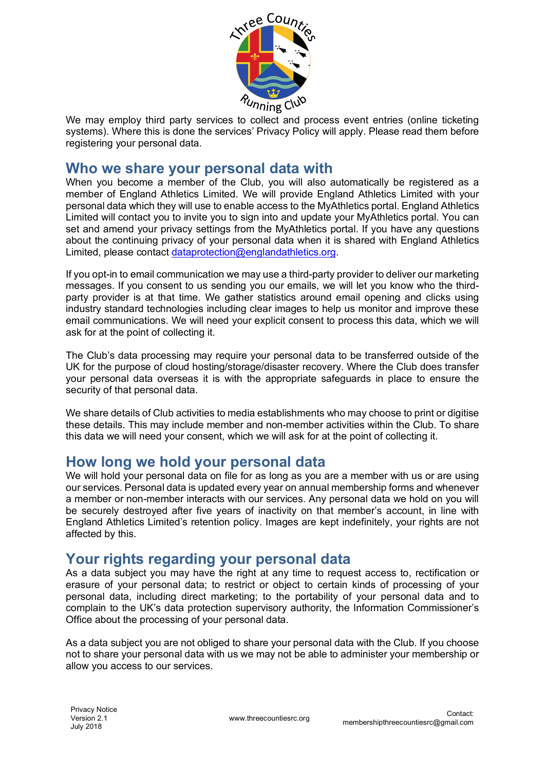We may employ third party services to collect and process event entries (online ticketing systems). Where this is done the services' Privacy Policy will apply. Please read them before registering your personal data.

## Who we share your personal data with

When you become a member of the Club, you will also automatically be registered as a member of England Athletics Limited. We will provide England Athletics Limited with your personal data which they will use to enable access to the MyAthletics portal. England Athletics Limited will contact you to invite you to sign into and update your MyAthletics portal. You can set and amend your privacy settings from the MyAthletics portal. If you have any questions about the continuing privacy of your personal data when it is shared with England Athletics Limited, please contact dataprotection@englandathletics.org.

If you opt-in to email communication we may use a third-party provider to deliver our marketing messages. If you consent to us sending you our emails, we will let you know who the third-party provider is at that time. We gather statistics around email opening and clicks using industry standard technologies including clear images to help us monitor and improve these email communications. We will need your explicit consent to process this data, which we will ask for at the point of collecting it.

The Club's data processing may require your personal data to be transferred outside of the UK for the purpose of cloud hosting/storage/disaster recovery. Where the Club does transfer your personal data overseas it is with the appropriate safeguards in place to ensure the security of that personal data.

We share details of Club activities to media establishments who may choose to print or digitise these details. This may include member and non-member activities within the Club. To share this data we will need your consent, which we will ask for at the point of collecting it.

## How long we hold your personal data

We will hold your personal data on file for as long as you are a member with us or are using our services. Personal data is updated every year on annual membership forms and whenever a member or non-member interacts with our services. Any personal data we hold on you will be securely destroyed after five years of inactivity on that member's account, in line with England Athletics Limited's retention policy. Images are kept indefinitely, your rights are not affected by this.

## Your rights regarding your personal data

As a data subject you may have the right at any time to request access to, rectification or erasure of your personal data; to restrict or object to certain kinds of processing of your personal data, including direct marketing; to the portability of your personal data and to complain to the UK's data protection supervisory authority, the Information Commissioner's Office about the processing of your personal data.

As a data subject you are not obliged to share your personal data with the Club. If you choose not to share your personal data with us we may not be able to administer your membership or allow you access to our services.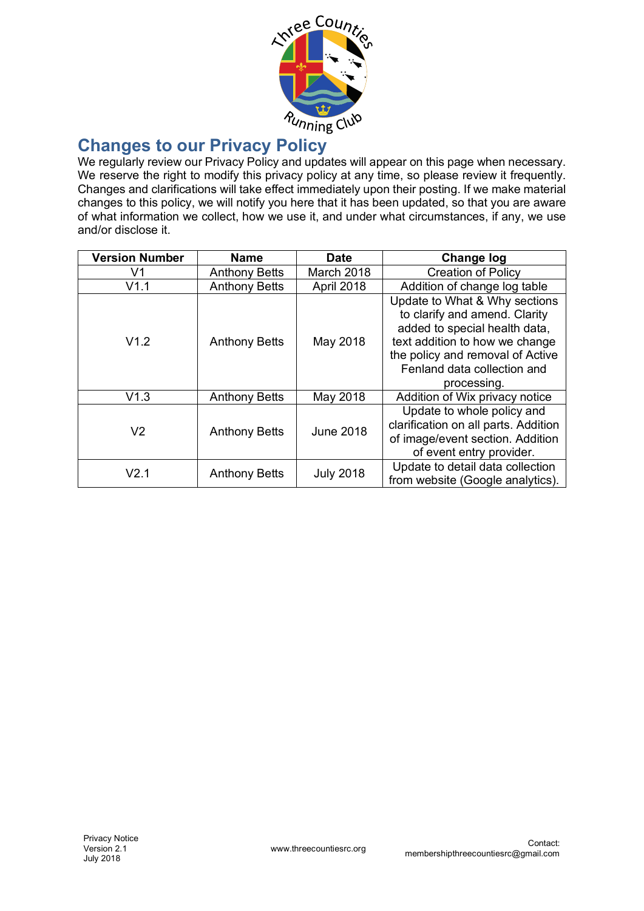## Changes to our Privacy Policy

We regularly review our Privacy Policy and updates will appear on this page when necessary. We reserve the right to modify this privacy policy at any time, so please review it frequently. Changes and clarifications will take effect immediately upon their posting. If we make material changes to this policy, we will notify you here that it has been updated, so that you are aware of what information we collect, how we use it, and under what circumstances, if any, we use and/or disclose it.

| Version Number | Name | Date | Change log |
|---|---|---|---|
| V1 | Anthony Betts | March 2018 | Creation of Policy |
| V1.1 | Anthony Betts | April 2018 | Addition of change log table |
| V1.2 | Anthony Betts | May 2018 | Update to What & Why sections to clarify and amend. Clarity added to special health data, text addition to how we change the policy and removal of Active Fenland data collection and processing. |
| V1.3 | Anthony Betts | May 2018 | Addition of Wix privacy notice |
| V2 | Anthony Betts | June 2018 | Update to whole policy and clarification on all parts. Addition of image/event section. Addition of event entry provider. |
| V2.1 | Anthony Betts | July 2018 | Update to detail data collection from website (Google analytics). |